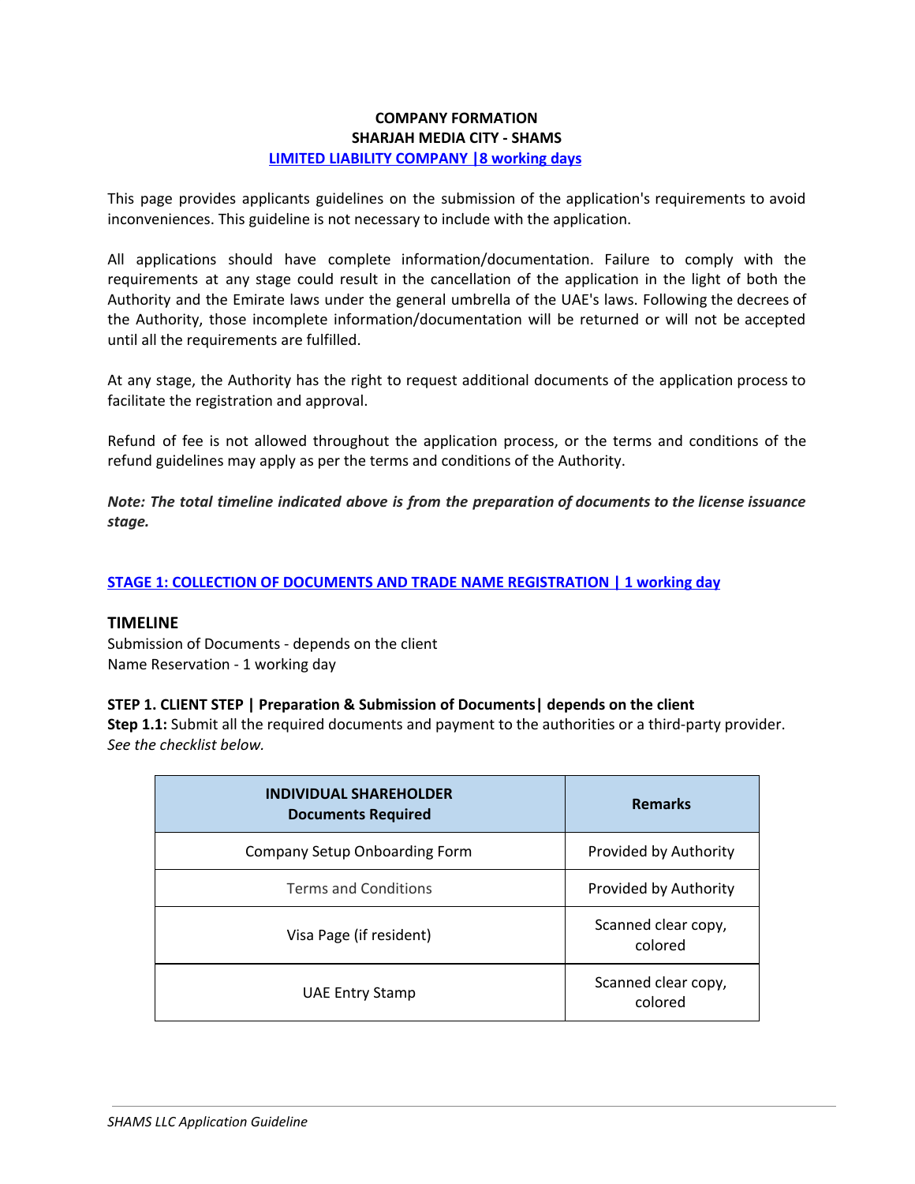# COMPANY FORMATION
## SHARJAH MEDIA CITY - SHAMS
### LIMITED LIABILITY COMPANY |8 working days

This page provides applicants guidelines on the submission of the application's requirements to avoid inconveniences. This guideline is not necessary to include with the application.

All applications should have complete information/documentation. Failure to comply with the requirements at any stage could result in the cancellation of the application in the light of both the Authority and the Emirate laws under the general umbrella of the UAE's laws. Following the decrees of the Authority, those incomplete information/documentation will be returned or will not be accepted until all the requirements are fulfilled.

At any stage, the Authority has the right to request additional documents of the application process to facilitate the registration and approval.

Refund of fee is not allowed throughout the application process, or the terms and conditions of the refund guidelines may apply as per the terms and conditions of the Authority.

***Note: The total timeline indicated above is from the preparation of documents to the license issuance stage.***

## STAGE 1: COLLECTION OF DOCUMENTS AND TRADE NAME REGISTRATION | 1 working day

### TIMELINE

Submission of Documents - depends on the client
Name Reservation - 1 working day

**STEP 1. CLIENT STEP | Preparation & Submission of Documents| depends on the client**

**Step 1.1:** Submit all the required documents and payment to the authorities or a third-party provider. *See the checklist below.*

| INDIVIDUAL SHAREHOLDER Documents Required | Remarks |
|---|---|
| Company Setup Onboarding Form | Provided by Authority |
| Terms and Conditions | Provided by Authority |
| Visa Page (if resident) | Scanned clear copy, colored |
| UAE Entry Stamp | Scanned clear copy, colored |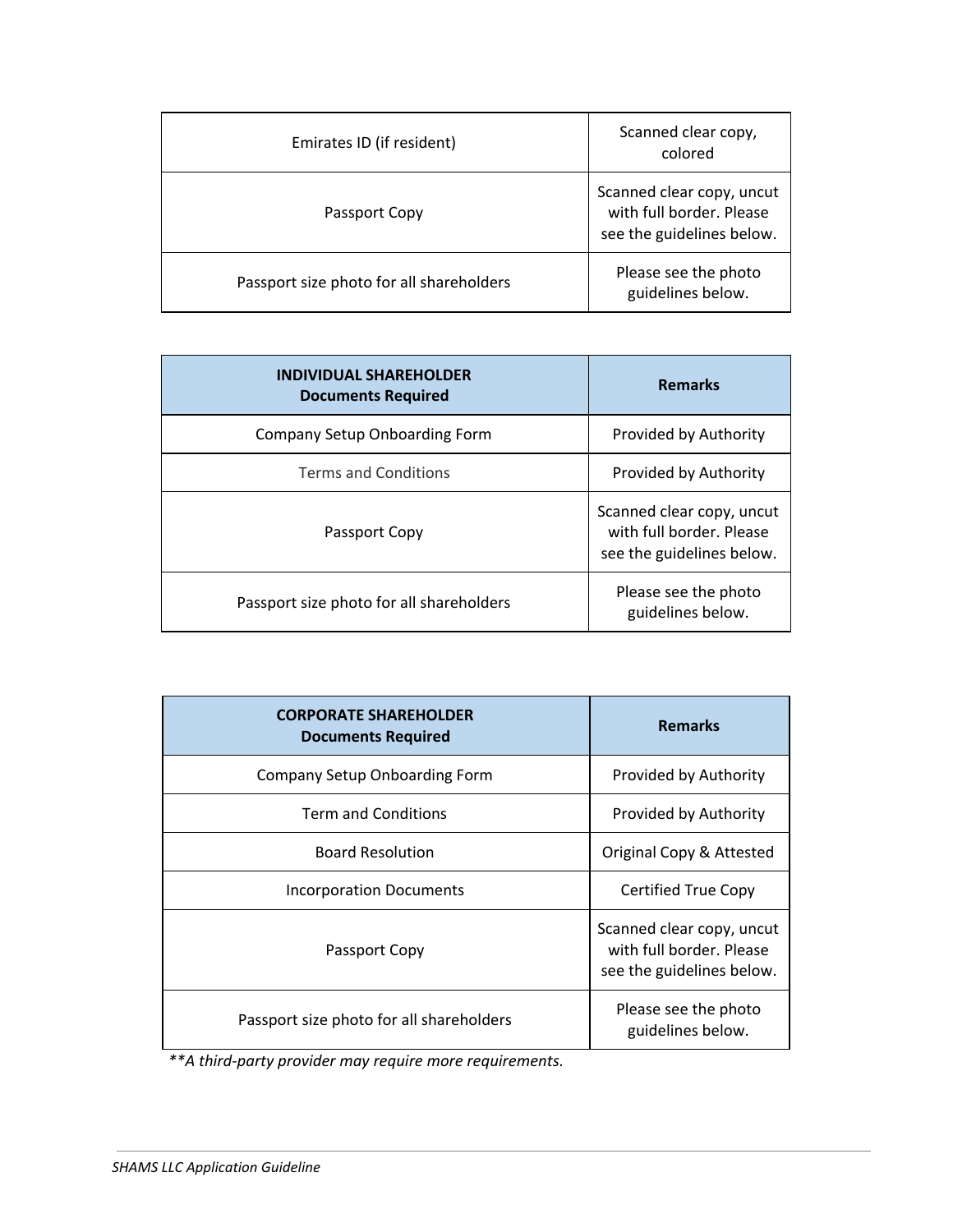| | |
|---|---|
| Emirates ID (if resident) | Scanned clear copy, colored |
| Passport Copy | Scanned clear copy, uncut with full border. Please see the guidelines below. |
| Passport size photo for all shareholders | Please see the photo guidelines below. |

| **INDIVIDUAL SHAREHOLDER Documents Required** | **Remarks** |
|---|---|
| Company Setup Onboarding Form | Provided by Authority |
| Terms and Conditions | Provided by Authority |
| Passport Copy | Scanned clear copy, uncut with full border. Please see the guidelines below. |
| Passport size photo for all shareholders | Please see the photo guidelines below. |

| **CORPORATE SHAREHOLDER Documents Required** | **Remarks** |
|---|---|
| Company Setup Onboarding Form | Provided by Authority |
| Term and Conditions | Provided by Authority |
| Board Resolution | Original Copy & Attested |
| Incorporation Documents | Certified True Copy |
| Passport Copy | Scanned clear copy, uncut with full border. Please see the guidelines below. |
| Passport size photo for all shareholders | Please see the photo guidelines below. |

*\*\*A third-party provider may require more requirements.*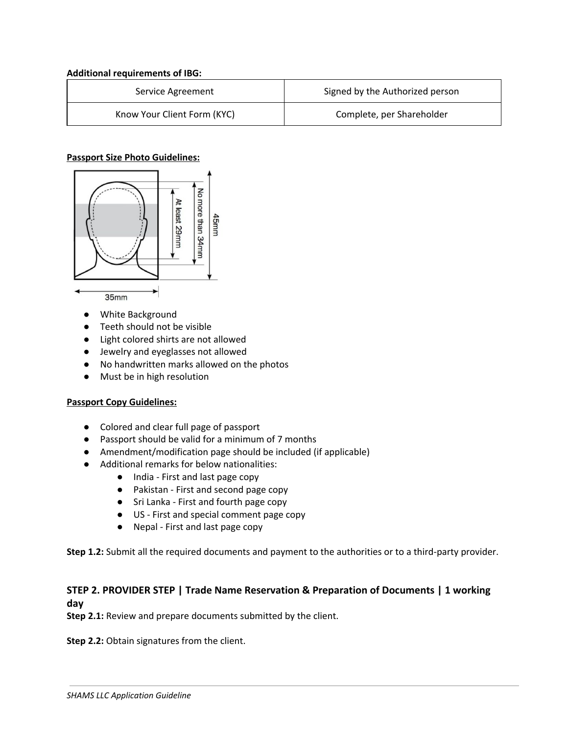**Additional requirements of IBG:**

| Service Agreement | Signed by the Authorized person |
| --- | --- |
| Know Your Client Form (KYC) | Complete, per Shareholder |

**Passport Size Photo Guidelines:**

- White Background
- Teeth should not be visible
- Light colored shirts are not allowed
- Jewelry and eyeglasses not allowed
- No handwritten marks allowed on the photos
- Must be in high resolution

**Passport Copy Guidelines:**

- Colored and clear full page of passport
- Passport should be valid for a minimum of 7 months
- Amendment/modification page should be included (if applicable)
- Additional remarks for below nationalities:
  - India - First and last page copy
  - Pakistan - First and second page copy
  - Sri Lanka - First and fourth page copy
  - US - First and special comment page copy
  - Nepal - First and last page copy

**Step 1.2:** Submit all the required documents and payment to the authorities or to a third-party provider.

### STEP 2. PROVIDER STEP | Trade Name Reservation & Preparation of Documents | 1 working day

**Step 2.1:** Review and prepare documents submitted by the client.

**Step 2.2:** Obtain signatures from the client.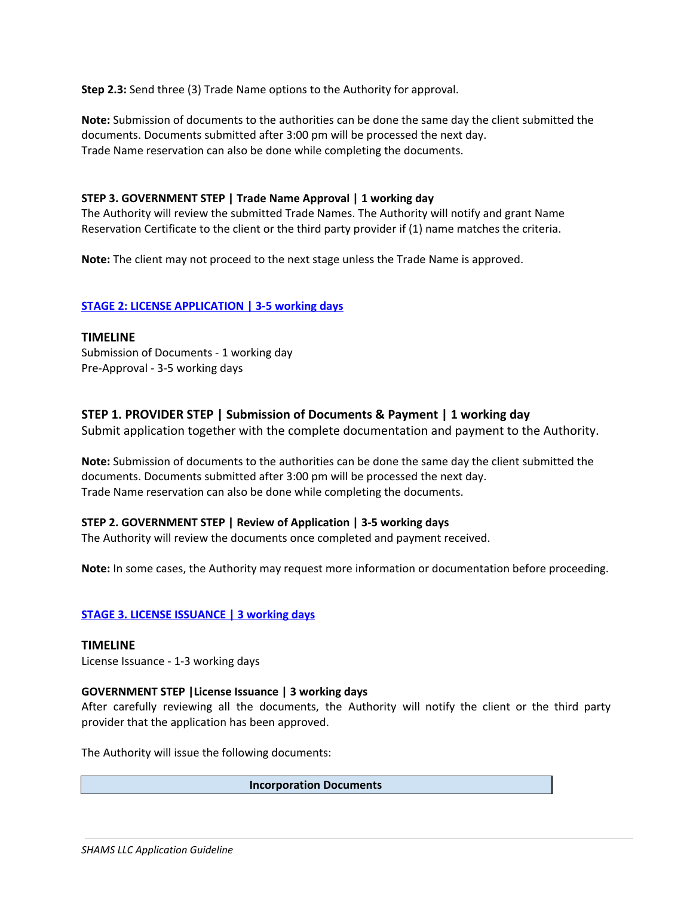**Step 2.3:** Send three (3) Trade Name options to the Authority for approval.

**Note:** Submission of documents to the authorities can be done the same day the client submitted the documents. Documents submitted after 3:00 pm will be processed the next day.
Trade Name reservation can also be done while completing the documents.

**STEP 3. GOVERNMENT STEP | Trade Name Approval | 1 working day**
The Authority will review the submitted Trade Names. The Authority will notify and grant Name Reservation Certificate to the client or the third party provider if (1) name matches the criteria.

**Note:** The client may not proceed to the next stage unless the Trade Name is approved.

## STAGE 2: LICENSE APPLICATION | 3-5 working days

### TIMELINE

Submission of Documents - 1 working day
Pre-Approval - 3-5 working days

### STEP 1. PROVIDER STEP | Submission of Documents & Payment | 1 working day

Submit application together with the complete documentation and payment to the Authority.

**Note:** Submission of documents to the authorities can be done the same day the client submitted the documents. Documents submitted after 3:00 pm will be processed the next day.
Trade Name reservation can also be done while completing the documents.

**STEP 2. GOVERNMENT STEP | Review of Application | 3-5 working days**
The Authority will review the documents once completed and payment received.

**Note:** In some cases, the Authority may request more information or documentation before proceeding.

## STAGE 3. LICENSE ISSUANCE | 3 working days

### TIMELINE

License Issuance - 1-3 working days

**GOVERNMENT STEP |License Issuance | 3 working days**
After carefully reviewing all the documents, the Authority will notify the client or the third party provider that the application has been approved.

The Authority will issue the following documents:

| Incorporation Documents |
| --- |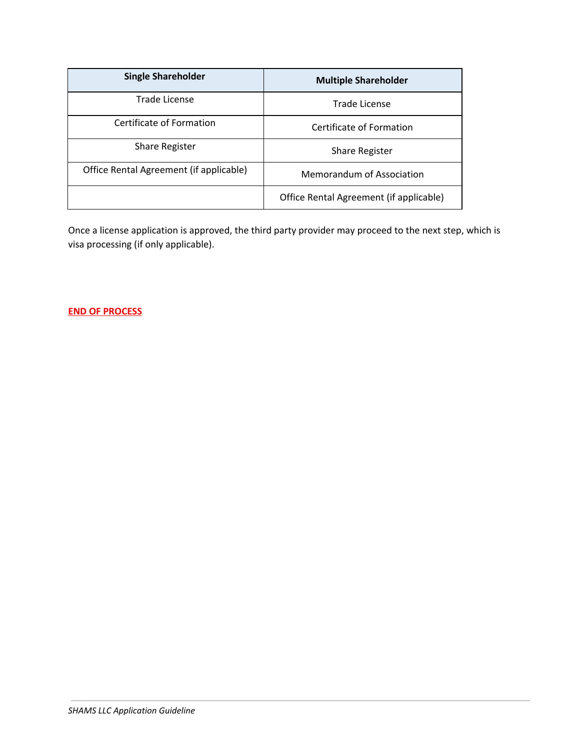| Single Shareholder | Multiple Shareholder |
|---|---|
| Trade License | Trade License |
| Certificate of Formation | Certificate of Formation |
| Share Register | Share Register |
| Office Rental Agreement (if applicable) | Memorandum of Association |
| | Office Rental Agreement (if applicable) |

Once a license application is approved, the third party provider may proceed to the next step, which is visa processing (if only applicable).

**END OF PROCESS**